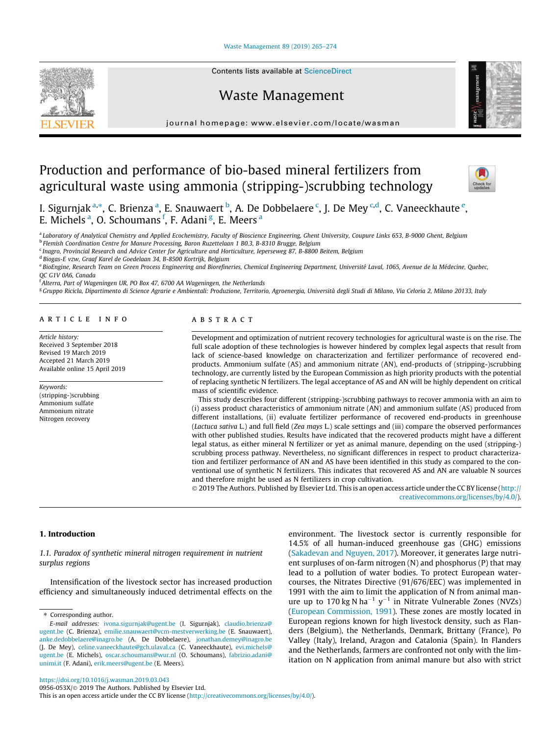# Production and performance of bio-based mineral fertilizers from agricultural waste using ammonia (stripping-)scrubbing technology

I. Sigurnjak[a,*], C. Brienza[a], E. Snauwaert[b], A. De Dobbelaere[c], J. De Mey[c,d], C. Vaneeckhaute[e], E. Michels[a], O. Schoumans[f], F. Adani[g], E. Meers[a]

[a] Laboratory of Analytical Chemistry and Applied Ecochemistry, Faculty of Bioscience Engineering, Ghent University, Coupure Links 653, B-9000 Ghent, Belgium
[b] Flemish Coordination Centre for Manure Processing, Baron Ruzettelaan 1 B0.3, B-8310 Brugge, Belgium
[c] Inagro, Provincial Research and Advice Center for Agriculture and Horticulture, Ieperseweg 87, B-8800 Beitem, Belgium
[d] Biogas-E vzw, Graaf Karel de Goedelaan 34, B-8500 Kortrijk, Belgium
[e] BioEngine, Research Team on Green Process Engineering and Biorefineries, Chemical Engineering Department, Université Laval, 1065, Avenue de la Médecine, Quebec, QC G1V 0A6, Canada
[f] Alterra, Part of Wageningen UR, PO Box 47, 6700 AA Wageningen, the Netherlands
[g] Gruppo Ricicla, Dipartimento di Science Agrarie e Ambientali: Produzione, Territorio, Agroenergia, Università degli Studi di Milano, Via Celoria 2, Milano 20133, Italy

## ARTICLE INFO

*Article history:*
Received 3 September 2018
Revised 19 March 2019
Accepted 21 March 2019
Available online 15 April 2019

*Keywords:*
(stripping-)scrubbing
Ammonium sulfate
Ammonium nitrate
Nitrogen recovery

## ABSTRACT

Development and optimization of nutrient recovery technologies for agricultural waste is on the rise. The full scale adoption of these technologies is however hindered by complex legal aspects that result from lack of science-based knowledge on characterization and fertilizer performance of recovered end-products. Ammonium sulfate (AS) and ammonium nitrate (AN), end-products of (stripping-)scrubbing technology, are currently listed by the European Commission as high priority products with the potential of replacing synthetic N fertilizers. The legal acceptance of AS and AN will be highly dependent on critical mass of scientific evidence.

This study describes four different (stripping-)scrubbing pathways to recover ammonia with an aim to (i) assess product characteristics of ammonium nitrate (AN) and ammonium sulfate (AS) produced from different installations, (ii) evaluate fertilizer performance of recovered end-products in greenhouse (*Lactuca sativa* L.) and full field (*Zea mays* L.) scale settings and (iii) compare the observed performances with other published studies. Results have indicated that the recovered products might have a different legal status, as either mineral N fertilizer or yet as animal manure, depending on the used (stripping-)scrubbing process pathway. Nevertheless, no significant differences in respect to product characterization and fertilizer performance of AN and AS have been identified in this study as compared to the conventional use of synthetic N fertilizers. This indicates that recovered AS and AN are valuable N sources and therefore might be used as N fertilizers in crop cultivation.

© 2019 The Authors. Published by Elsevier Ltd. This is an open access article under the CC BY license (http://creativecommons.org/licenses/by/4.0/).

## 1. Introduction

### 1.1. Paradox of synthetic mineral nitrogen requirement in nutrient surplus regions

Intensification of the livestock sector has increased production efficiency and simultaneously induced detrimental effects on the environment. The livestock sector is currently responsible for 14.5% of all human-induced greenhouse gas (GHG) emissions (Sakadevan and Nguyen, 2017). Moreover, it generates large nutrient surpluses of on-farm nitrogen (N) and phosphorus (P) that may lead to a pollution of water bodies. To protect European watercourses, the Nitrates Directive (91/676/EEC) was implemented in 1991 with the aim to limit the application of N from animal manure up to 170 kg N $ha^{-1}$ $y^{-1}$ in Nitrate Vulnerable Zones (NVZs) (European Commission, 1991). These zones are mostly located in European regions known for high livestock density, such as Flanders (Belgium), the Netherlands, Denmark, Brittany (France), Po Valley (Italy), Ireland, Aragon and Catalonia (Spain). In Flanders and the Netherlands, farmers are confronted not only with the limitation on N application from animal manure but also with strict

* Corresponding author.
*E-mail addresses:* ivona.sigurnjak@ugent.be (I. Sigurnjak), claudio.brienza@ugent.be (C. Brienza), emilie.snauwaert@vcm-mestverwerking.be (E. Snauwaert), anke.dedobbelaere@inagro.be (A. De Dobbelaere), jonathan.demey@inagro.be (J. De Mey), celine.vaneeckhaute@gch.ulaval.ca (C. Vaneeckhaute), evi.michels@ugent.be (E. Michels), oscar.schoumans@wur.nl (O. Schoumans), fabrizio.adani@unimi.it (F. Adani), erik.meers@ugent.be (E. Meers).

https://doi.org/10.1016/j.wasman.2019.03.043
0956-053X/© 2019 The Authors. Published by Elsevier Ltd.
This is an open access article under the CC BY license (http://creativecommons.org/licenses/by/4.0/).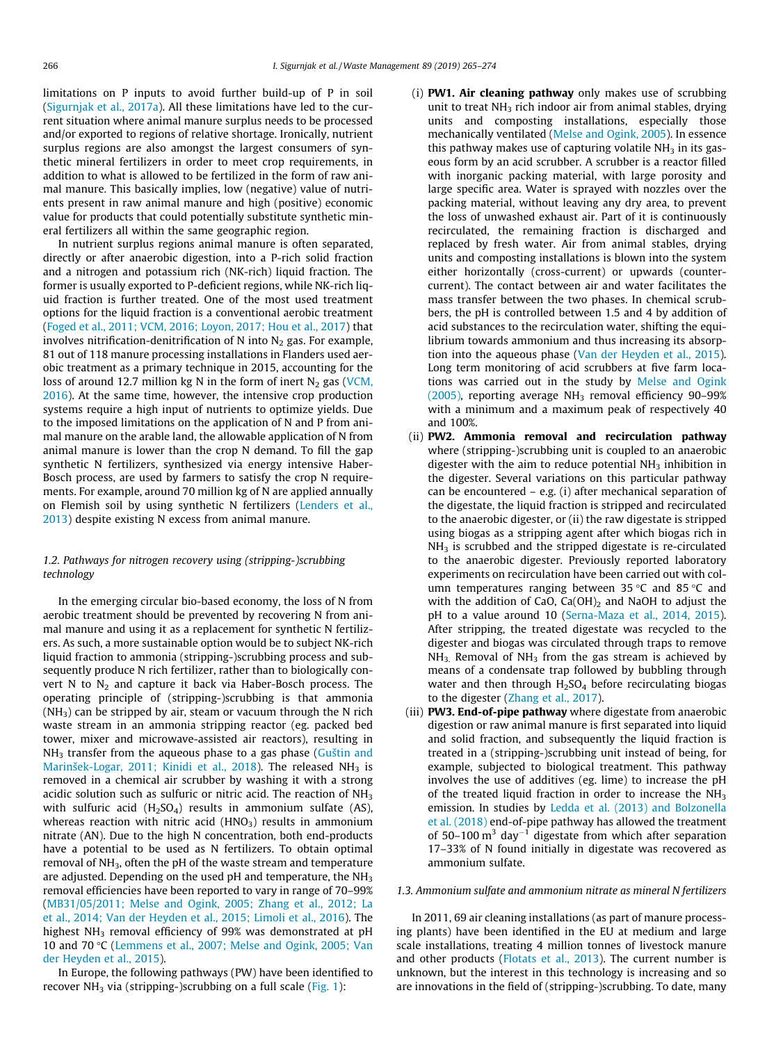limitations on P inputs to avoid further build-up of P in soil (Sigurnjak et al., 2017a). All these limitations have led to the current situation where animal manure surplus needs to be processed and/or exported to regions of relative shortage. Ironically, nutrient surplus regions are also amongst the largest consumers of synthetic mineral fertilizers in order to meet crop requirements, in addition to what is allowed to be fertilized in the form of raw animal manure. This basically implies, low (negative) value of nutrients present in raw animal manure and high (positive) economic value for products that could potentially substitute synthetic mineral fertilizers all within the same geographic region.

In nutrient surplus regions animal manure is often separated, directly or after anaerobic digestion, into a P-rich solid fraction and a nitrogen and potassium rich (NK-rich) liquid fraction. The former is usually exported to P-deficient regions, while NK-rich liquid fraction is further treated. One of the most used treatment options for the liquid fraction is a conventional aerobic treatment (Foged et al., 2011; VCM, 2016; Loyon, 2017; Hou et al., 2017) that involves nitrification-denitrification of N into $N_2$ gas. For example, 81 out of 118 manure processing installations in Flanders used aerobic treatment as a primary technique in 2015, accounting for the loss of around 12.7 million kg N in the form of inert $N_2$ gas (VCM, 2016). At the same time, however, the intensive crop production systems require a high input of nutrients to optimize yields. Due to the imposed limitations on the application of N and P from animal manure on the arable land, the allowable application of N from animal manure is lower than the crop N demand. To fill the gap synthetic N fertilizers, synthesized via energy intensive Haber-Bosch process, are used by farmers to satisfy the crop N requirements. For example, around 70 million kg of N are applied annually on Flemish soil by using synthetic N fertilizers (Lenders et al., 2013) despite existing N excess from animal manure.

### 1.2. Pathways for nitrogen recovery using (stripping-)scrubbing technology

In the emerging circular bio-based economy, the loss of N from aerobic treatment should be prevented by recovering N from animal manure and using it as a replacement for synthetic N fertilizers. As such, a more sustainable option would be to subject NK-rich liquid fraction to ammonia (stripping-)scrubbing process and subsequently produce N rich fertilizer, rather than to biologically convert N to $N_2$ and capture it back via Haber-Bosch process. The operating principle of (stripping-)scrubbing is that ammonia ($NH_3$) can be stripped by air, steam or vacuum through the N rich waste stream in an ammonia stripping reactor (eg. packed bed tower, mixer and microwave-assisted air reactors), resulting in $NH_3$ transfer from the aqueous phase to a gas phase (Guštin and Marinšek-Logar, 2011; Kinidi et al., 2018). The released $NH_3$ is removed in a chemical air scrubber by washing it with a strong acidic solution such as sulfuric or nitric acid. The reaction of $NH_3$ with sulfuric acid ($H_2SO_4$) results in ammonium sulfate (AS), whereas reaction with nitric acid ($HNO_3$) results in ammonium nitrate (AN). Due to the high N concentration, both end-products have a potential to be used as N fertilizers. To obtain optimal removal of $NH_3$, often the pH of the waste stream and temperature are adjusted. Depending on the used pH and temperature, the $NH_3$ removal efficiencies have been reported to vary in range of 70–99% (MB31/05/2011; Melse and Ogink, 2005; Zhang et al., 2012; La et al., 2014; Van der Heyden et al., 2015; Limoli et al., 2016). The highest $NH_3$ removal efficiency of 99% was demonstrated at pH 10 and 70 °C (Lemmens et al., 2007; Melse and Ogink, 2005; Van der Heyden et al., 2015).

In Europe, the following pathways (PW) have been identified to recover $NH_3$ via (stripping-)scrubbing on a full scale (Fig. 1):

(i) **PW1. Air cleaning pathway** only makes use of scrubbing unit to treat $NH_3$ rich indoor air from animal stables, drying units and composting installations, especially those mechanically ventilated (Melse and Ogink, 2005). In essence this pathway makes use of capturing volatile $NH_3$ in its gaseous form by an acid scrubber. A scrubber is a reactor filled with inorganic packing material, with large porosity and large specific area. Water is sprayed with nozzles over the packing material, without leaving any dry area, to prevent the loss of unwashed exhaust air. Part of it is continuously recirculated, the remaining fraction is discharged and replaced by fresh water. Air from animal stables, drying units and composting installations is blown into the system either horizontally (cross-current) or upwards (counter-current). The contact between air and water facilitates the mass transfer between the two phases. In chemical scrubbers, the pH is controlled between 1.5 and 4 by addition of acid substances to the recirculation water, shifting the equilibrium towards ammonium and thus increasing its absorption into the aqueous phase (Van der Heyden et al., 2015). Long term monitoring of acid scrubbers at five farm locations was carried out in the study by Melse and Ogink (2005), reporting average $NH_3$ removal efficiency 90–99% with a minimum and a maximum peak of respectively 40 and 100%.

(ii) **PW2. Ammonia removal and recirculation pathway** where (stripping-)scrubbing unit is coupled to an anaerobic digester with the aim to reduce potential $NH_3$ inhibition in the digester. Several variations on this particular pathway can be encountered – e.g. (i) after mechanical separation of the digestate, the liquid fraction is stripped and recirculated to the anaerobic digester, or (ii) the raw digestate is stripped using biogas as a stripping agent after which biogas rich in $NH_3$ is scrubbed and the stripped digestate is re-circulated to the anaerobic digester. Previously reported laboratory experiments on recirculation have been carried out with column temperatures ranging between 35 °C and 85 °C and with the addition of CaO, $Ca(OH)_2$ and NaOH to adjust the pH to a value around 10 (Serna-Maza et al., 2014, 2015). After stripping, the treated digestate was recycled to the digester and biogas was circulated through traps to remove $NH_3$. Removal of $NH_3$ from the gas stream is achieved by means of a condensate trap followed by bubbling through water and then through $H_2SO_4$ before recirculating biogas to the digester (Zhang et al., 2017).

(iii) **PW3. End-of-pipe pathway** where digestate from anaerobic digestion or raw animal manure is first separated into liquid and solid fraction, and subsequently the liquid fraction is treated in a (stripping-)scrubbing unit instead of being, for example, subjected to biological treatment. This pathway involves the use of additives (eg. lime) to increase the pH of the treated liquid fraction in order to increase the $NH_3$ emission. In studies by Ledda et al. (2013) and Bolzonella et al. (2018) end-of-pipe pathway has allowed the treatment of 50–100 $m^3$ $day^{-1}$ digestate from which after separation 17–33% of N found initially in digestate was recovered as ammonium sulfate.

### 1.3. Ammonium sulfate and ammonium nitrate as mineral N fertilizers

In 2011, 69 air cleaning installations (as part of manure processing plants) have been identified in the EU at medium and large scale installations, treating 4 million tonnes of livestock manure and other products (Flotats et al., 2013). The current number is unknown, but the interest in this technology is increasing and so are innovations in the field of (stripping-)scrubbing. To date, many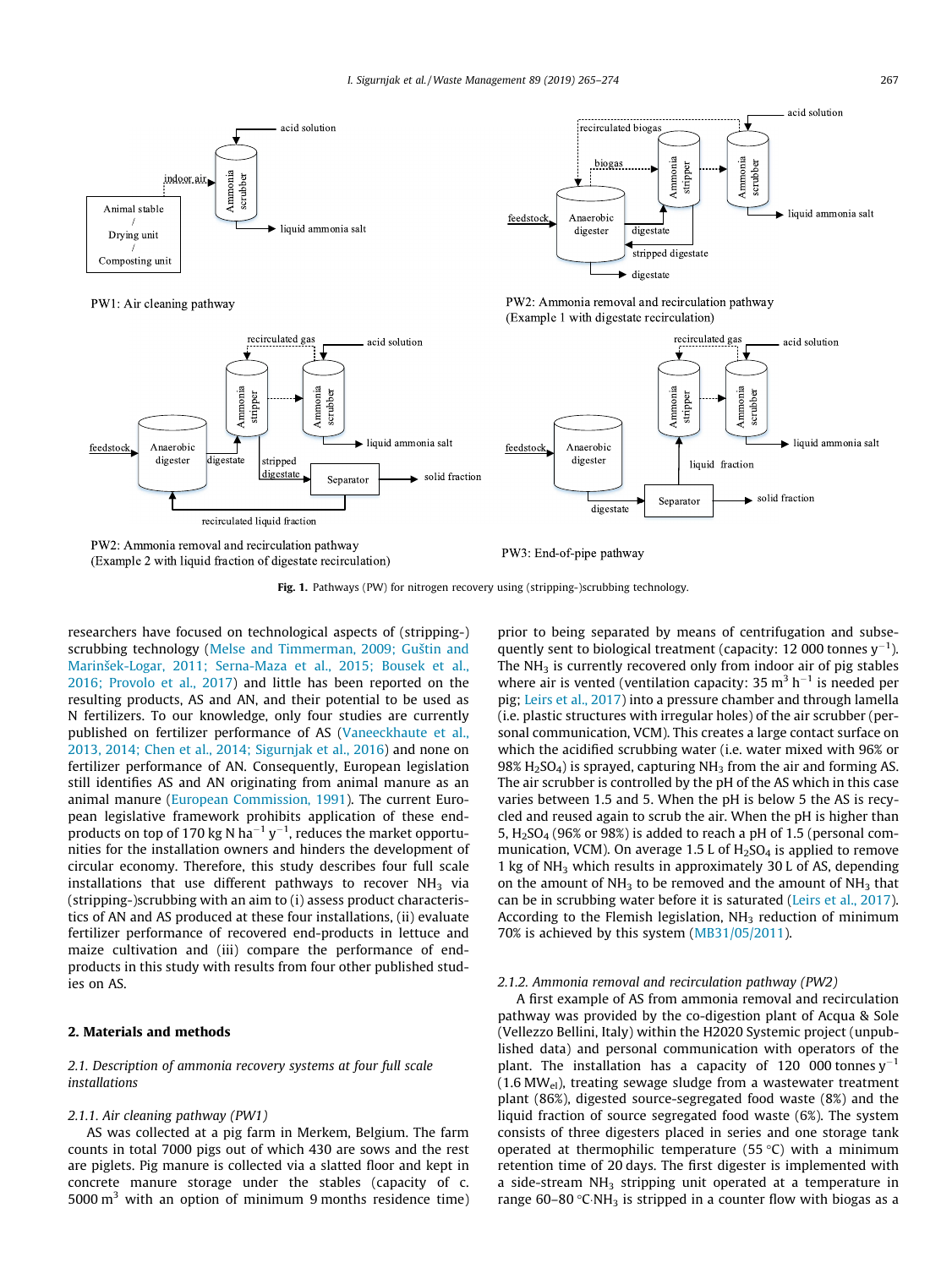Fig. 1. Pathways (PW) for nitrogen recovery using (stripping-)scrubbing technology.

researchers have focused on technological aspects of (stripping-) scrubbing technology (Melse and Timmerman, 2009; Guštin and Marinšek-Logar, 2011; Serna-Maza et al., 2015; Bousek et al., 2016; Provolo et al., 2017) and little has been reported on the resulting products, AS and AN, and their potential to be used as N fertilizers. To our knowledge, only four studies are currently published on fertilizer performance of AS (Vaneeckhaute et al., 2013, 2014; Chen et al., 2014; Sigurnjak et al., 2016) and none on fertilizer performance of AN. Consequently, European legislation still identifies AS and AN originating from animal manure as an animal manure (European Commission, 1991). The current European legislative framework prohibits application of these end-products on top of 170 kg N $ha^{-1}$ $y^{-1}$, reduces the market opportunities for the installation owners and hinders the development of circular economy. Therefore, this study describes four full scale installations that use different pathways to recover $NH_3$ via (stripping-)scrubbing with an aim to (i) assess product characteristics of AN and AS produced at these four installations, (ii) evaluate fertilizer performance of recovered end-products in lettuce and maize cultivation and (iii) compare the performance of end-products in this study with results from four other published studies on AS.

## 2. Materials and methods

### 2.1. Description of ammonia recovery systems at four full scale installations

#### 2.1.1. Air cleaning pathway (PW1)

AS was collected at a pig farm in Merkem, Belgium. The farm counts in total 7000 pigs out of which 430 are sows and the rest are piglets. Pig manure is collected via a slatted floor and kept in concrete manure storage under the stables (capacity of c. 5000 $m^3$ with an option of minimum 9 months residence time) prior to being separated by means of centrifugation and subsequently sent to biological treatment (capacity: 12 000 tonnes $y^{-1}$). The $NH_3$ is currently recovered only from indoor air of pig stables where air is vented (ventilation capacity: 35 $m^3$ $h^{-1}$ is needed per pig; Leirs et al., 2017) into a pressure chamber and through lamella (i.e. plastic structures with irregular holes) of the air scrubber (personal communication, VCM). This creates a large contact surface on which the acidified scrubbing water (i.e. water mixed with 96% or 98% $H_2SO_4$) is sprayed, capturing $NH_3$ from the air and forming AS. The air scrubber is controlled by the pH of the AS which in this case varies between 1.5 and 5. When the pH is below 5 the AS is recycled and reused again to scrub the air. When the pH is higher than 5, $H_2SO_4$ (96% or 98%) is added to reach a pH of 1.5 (personal communication, VCM). On average 1.5 L of $H_2SO_4$ is applied to remove 1 kg of $NH_3$ which results in approximately 30 L of AS, depending on the amount of $NH_3$ to be removed and the amount of $NH_3$ that can be in scrubbing water before it is saturated (Leirs et al., 2017). According to the Flemish legislation, $NH_3$ reduction of minimum 70% is achieved by this system (MB31/05/2011).

#### 2.1.2. Ammonia removal and recirculation pathway (PW2)

A first example of AS from ammonia removal and recirculation pathway was provided by the co-digestion plant of Acqua & Sole (Vellezzo Bellini, Italy) within the H2020 Systemic project (unpublished data) and personal communication with operators of the plant. The installation has a capacity of 120 000 tonnes $y^{-1}$ (1.6 $MW_{el}$), treating sewage sludge from a wastewater treatment plant (86%), digested source-segregated food waste (8%) and the liquid fraction of source segregated food waste (6%). The system consists of three digesters placed in series and one storage tank operated at thermophilic temperature (55 °C) with a minimum retention time of 20 days. The first digester is implemented with a side-stream $NH_3$ stripping unit operated at a temperature in range 60–80 °C.$NH_3$ is stripped in a counter flow with biogas as a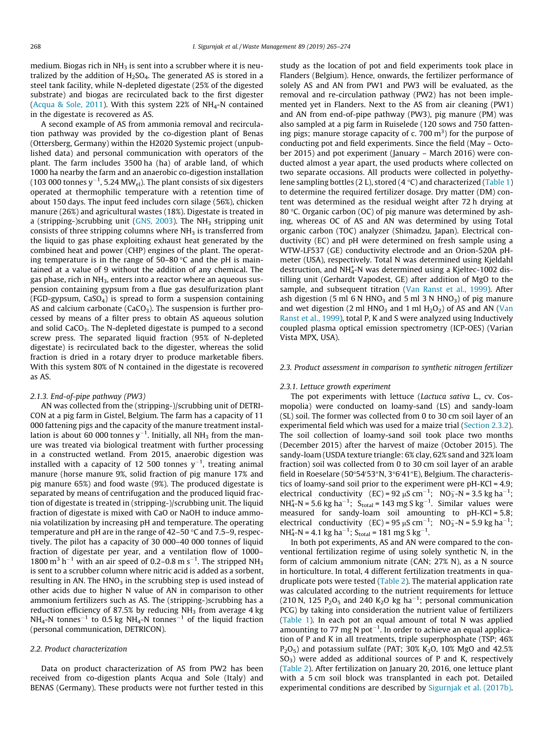medium. Biogas rich in $NH_3$ is sent into a scrubber where it is neutralized by the addition of $H_2SO_4$. The generated AS is stored in a steel tank facility, while N-depleted digestate (25% of the digested substrate) and biogas are recirculated back to the first digester (Acqua & Sole, 2011). With this system 22% of $NH_4$-N contained in the digestate is recovered as AS.

A second example of AS from ammonia removal and recirculation pathway was provided by the co-digestion plant of Benas (Ottersberg, Germany) within the H2020 Systemic project (unpublished data) and personal communication with operators of the plant. The farm includes 3500 ha (ha) of arable land, of which 1000 ha nearby the farm and an anaerobic co-digestion installation (103 000 tonnes $y^{-1}$, 5.24 $MW_{el}$). The plant consists of six digesters operated at thermophilic temperature with a retention time of about 150 days. The input feed includes corn silage (56%), chicken manure (26%) and agricultural wastes (18%). Digestate is treated in a (stripping-)scrubbing unit (GNS, 2003). The $NH_3$ stripping unit consists of three stripping columns where $NH_3$ is transferred from the liquid to gas phase exploiting exhaust heat generated by the combined heat and power (CHP) engines of the plant. The operating temperature is in the range of 50–80 °C and the pH is maintained at a value of 9 without the addition of any chemical. The gas phase, rich in $NH_3$, enters into a reactor where an aqueous suspension containing gypsum from a flue gas desulfurization plant (FGD-gypsum, $CaSO_4$) is spread to form a suspension containing AS and calcium carbonate ($CaCO_3$). The suspension is further processed by means of a filter press to obtain AS aqueous solution and solid $CaCO_3$. The N-depleted digestate is pumped to a second screw press. The separated liquid fraction (95% of N-depleted digestate) is recirculated back to the digester, whereas the solid fraction is dried in a rotary dryer to produce marketable fibers. With this system 80% of N contained in the digestate is recovered as AS.

#### 2.1.3. End-of-pipe pathway (PW3)

AN was collected from the (stripping-)/scrubbing unit of DETRICON at a pig farm in Gistel, Belgium. The farm has a capacity of 11 000 fattening pigs and the capacity of the manure treatment installation is about 60 000 tonnes $y^{-1}$. Initially, all $NH_3$ from the manure was treated via biological treatment with further processing in a constructed wetland. From 2015, anaerobic digestion was installed with a capacity of 12 500 tonnes $y^{-1}$, treating animal manure (horse manure 9%, solid fraction of pig manure 17% and pig manure 65%) and food waste (9%). The produced digestate is separated by means of centrifugation and the produced liquid fraction of digestate is treated in (stripping-)/scrubbing unit. The liquid fraction of digestate is mixed with CaO or NaOH to induce ammonia volatilization by increasing pH and temperature. The operating temperature and pH are in the range of 42–50 °C and 7.5–9, respectively. The pilot has a capacity of 30 000–40 000 tonnes of liquid fraction of digestate per year, and a ventilation flow of 1000–1800 $m^3$ $h^{-1}$ with an air speed of 0.2–0.8 m $s^{-1}$. The stripped $NH_3$ is sent to a scrubber column where nitric acid is added as a sorbent, resulting in AN. The $HNO_3$ in the scrubbing step is used instead of other acids due to higher N value of AN in comparison to other ammonium fertilizers such as AS. The (stripping-)scrubbing has a reduction efficiency of 87.5% by reducing $NH_3$ from average 4 kg $NH_4$-N $tonnes^{-1}$ to 0.5 kg $NH_4$-N $tonnes^{-1}$ of the liquid fraction (personal communication, DETRICON).

### 2.2. Product characterization

Data on product characterization of AS from PW2 has been received from co-digestion plants Acqua and Sole (Italy) and BENAS (Germany). These products were not further tested in this study as the location of pot and field experiments took place in Flanders (Belgium). Hence, onwards, the fertilizer performance of solely AS and AN from PW1 and PW3 will be evaluated, as the removal and re-circulation pathway (PW2) has not been implemented yet in Flanders. Next to the AS from air cleaning (PW1) and AN from end-of-pipe pathway (PW3), pig manure (PM) was also sampled at a pig farm in Ruiselede (120 sows and 750 fattening pigs; manure storage capacity of c. 700 $m^3$) for the purpose of conducting pot and field experiments. Since the field (May – October 2015) and pot experiment (January – March 2016) were conducted almost a year apart, the used products where collected on two separate occasions. All products were collected in polyethylene sampling bottles (2 L), stored (4 °C) and characterized (Table 1) to determine the required fertilizer dosage. Dry matter (DM) content was determined as the residual weight after 72 h drying at 80 °C. Organic carbon (OC) of pig manure was determined by ashing, whereas OC of AS and AN was determined by using Total organic carbon (TOC) analyzer (Shimadzu, Japan). Electrical conductivity (EC) and pH were determined on fresh sample using a WTW-LF537 (GE) conductivity electrode and an Orion-520A pH-meter (USA), respectively. Total N was determined using Kjeldahl destruction, and $NH_4^+$-N was determined using a Kjeltec-1002 distilling unit (Gerhardt Vapodest, GE) after addition of MgO to the sample, and subsequent titration (Van Ranst et al., 1999). After ash digestion (5 ml 6 N $HNO_3$ and 5 ml 3 N $HNO_3$) of pig manure and wet digestion (2 ml $HNO_3$ and 1 ml $H_2O_2$) of AS and AN (Van Ranst et al., 1999), total P, K and S were analyzed using Inductively coupled plasma optical emission spectrometry (ICP-OES) (Varian Vista MPX, USA).

### 2.3. Product assessment in comparison to synthetic nitrogen fertilizer

#### 2.3.1. Lettuce growth experiment

The pot experiments with lettuce (*Lactuca sativa* L., cv. Cosmopolia) were conducted on loamy-sand (LS) and sandy-loam (SL) soil. The former was collected from 0 to 30 cm soil layer of an experimental field which was used for a maize trial (Section 2.3.2). The soil collection of loamy-sand soil took place two months (December 2015) after the harvest of maize (October 2015). The sandy-loam (USDA texture triangle: 6% clay, 62% sand and 32% loam fraction) soil was collected from 0 to 30 cm soil layer of an arable field in Roeselare (50°54′53″N, 3°6′41″E), Belgium. The characteristics of loamy-sand soil prior to the experiment were pH-KCl = 4.9; electrical conductivity (EC) = 92 μS $cm^{-1}$; $NO_3^-$-N = 3.5 kg $ha^{-1}$; $NH_4^+$-N = 5.6 kg $ha^{-1}$; $S_{total}$ = 143 mg S $kg^{-1}$. Similar values were measured for sandy-loam soil amounting to pH-KCl = 5.8; electrical conductivity (EC) = 95 μS $cm^{-1}$; $NO_3^-$-N = 5.9 kg $ha^{-1}$; $NH_4^+$-N = 4.1 kg $ha^{-1}$; $S_{total}$ = 181 mg S $kg^{-1}$.

In both pot experiments, AS and AN were compared to the conventional fertilization regime of using solely synthetic N, in the form of calcium ammonium nitrate (CAN; 27% N), as a N source in horticulture. In total, 4 different fertilization treatments in quadruplicate pots were tested (Table 2). The material application rate was calculated according to the nutrient requirements for lettuce (210 N, 125 $P_2O_5$ and 240 $K_2O$ kg $ha^{-1}$; personal communication PCG) by taking into consideration the nutrient value of fertilizers (Table 1). In each pot an equal amount of total N was applied amounting to 77 mg N $pot^{-1}$. In order to achieve an equal application of P and K in all treatments, triple superphosphate (TSP; 46% $P_2O_5$) and potassium sulfate (PAT; 30% $K_2O$, 10% MgO and 42.5% $SO_3$) were added as additional sources of P and K, respectively (Table 2). After fertilization on January 20, 2016, one lettuce plant with a 5 cm soil block was transplanted in each pot. Detailed experimental conditions are described by Sigurnjak et al. (2017b).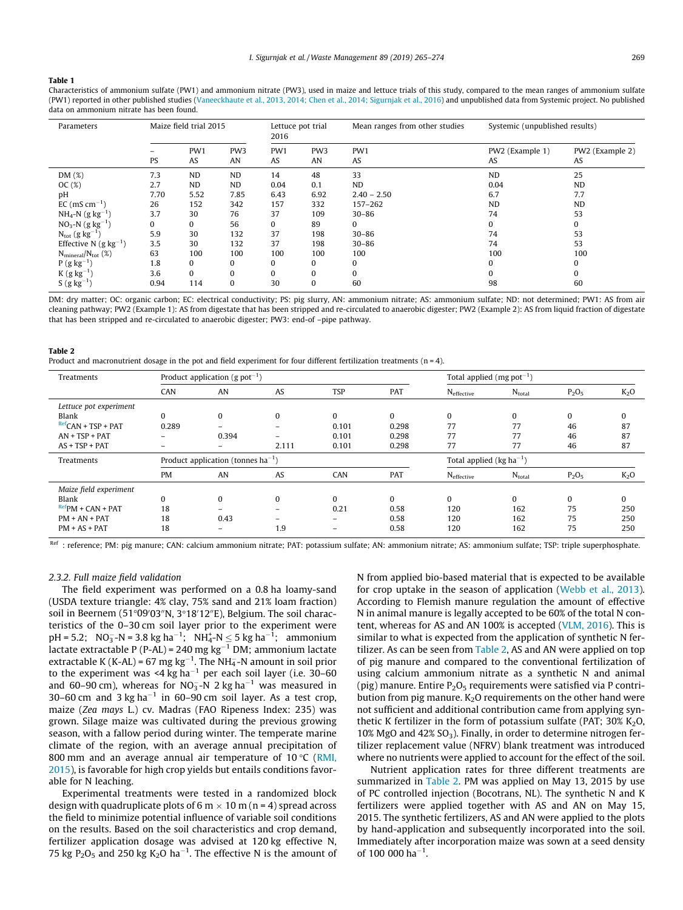**Table 1**
Characteristics of ammonium sulfate (PW1) and ammonium nitrate (PW3), used in maize and lettuce trials of this study, compared to the mean ranges of ammonium sulfate (PW1) reported in other published studies (Vaneeckhaute et al., 2013, 2014; Chen et al., 2014; Sigurnjak et al., 2016) and unpublished data from Systemic project. No published data on ammonium nitrate has been found.

| Parameters | Maize field trial 2015 | | | Lettuce pot trial 2016 | | Mean ranges from other studies | Systemic (unpublished results) | |
|---|---|---|---|---|---|---|---|---|
| | – PS | PW1 AS | PW3 AN | PW1 AS | PW3 AN | PW1 AS | PW2 (Example 1) AS | PW2 (Example 2) AS |
| DM (%) | 7.3 | ND | ND | 14 | 48 | 33 | ND | 25 |
| OC (%) | 2.7 | ND | ND | 0.04 | 0.1 | ND | 0.04 | ND |
| pH | 7.70 | 5.52 | 7.85 | 6.43 | 6.92 | 2.40 – 2.50 | 6.7 | 7.7 |
| EC ($mS\ cm^{-1}$) | 26 | 152 | 342 | 157 | 332 | 157–262 | ND | ND |
| $NH_4$-N ($g\ kg^{-1}$) | 3.7 | 30 | 76 | 37 | 109 | 30–86 | 74 | 53 |
| $NO_3$-N ($g\ kg^{-1}$) | 0 | 0 | 56 | 0 | 89 | 0 | 0 | 0 |
| $N_{tot}$ ($g\ kg^{-1}$) | 5.9 | 30 | 132 | 37 | 198 | 30–86 | 74 | 53 |
| Effective N ($g\ kg^{-1}$) | 3.5 | 30 | 132 | 37 | 198 | 30–86 | 74 | 53 |
| $N_{mineral}/N_{tot}$ (%) | 63 | 100 | 100 | 100 | 100 | 100 | 100 | 100 |
| P ($g\ kg^{-1}$) | 1.8 | 0 | 0 | 0 | 0 | 0 | 0 | 0 |
| K ($g\ kg^{-1}$) | 3.6 | 0 | 0 | 0 | 0 | 0 | 0 | 0 |
| S ($g\ kg^{-1}$) | 0.94 | 114 | 0 | 30 | 0 | 60 | 98 | 60 |

DM: dry matter; OC: organic carbon; EC: electrical conductivity; PS: pig slurry, AN: ammonium nitrate; AS: ammonium sulfate; ND: not determined; PW1: AS from air cleaning pathway; PW2 (Example 1): AS from digestate that has been stripped and re-circulated to anaerobic digester; PW2 (Example 2): AS from liquid fraction of digestate that has been stripped and re-circulated to anaerobic digester; PW3: end-of –pipe pathway.

**Table 2**
Product and macronutrient dosage in the pot and field experiment for four different fertilization treatments (n = 4).

| Treatments | Product application ($g\ pot^{-1}$) | | | | | Total applied ($mg\ pot^{-1}$) | | | |
|---|---|---|---|---|---|---|---|---|---|
| | CAN | AN | AS | TSP | PAT | $N_{effective}$ | $N_{total}$ | $P_2O_5$ | $K_2O$ |
| *Lettuce pot experiment* | | | | | | | | | |
| Blank | 0 | 0 | 0 | 0 | 0 | 0 | 0 | 0 | 0 |
| [Ref]CAN + TSP + PAT | 0.289 | – | – | 0.101 | 0.298 | 77 | 77 | 46 | 87 |
| AN + TSP + PAT | – | 0.394 | – | 0.101 | 0.298 | 77 | 77 | 46 | 87 |
| AS + TSP + PAT | – | – | 2.111 | 0.101 | 0.298 | 77 | 77 | 46 | 87 |
| **Treatments** | **Product application ($tonnes\ ha^{-1}$)** | | | | | **Total applied ($kg\ ha^{-1}$)** | | | |
| | PM | AN | AS | CAN | PAT | $N_{effective}$ | $N_{total}$ | $P_2O_5$ | $K_2O$ |
| *Maize field experiment* | | | | | | | | | |
| Blank | 0 | 0 | 0 | 0 | 0 | 0 | 0 | 0 | 0 |
| [Ref]PM + CAN + PAT | 18 | – | – | 0.21 | 0.58 | 120 | 162 | 75 | 250 |
| PM + AN + PAT | 18 | 0.43 | – | – | 0.58 | 120 | 162 | 75 | 250 |
| PM + AS + PAT | 18 | – | 1.9 | – | 0.58 | 120 | 162 | 75 | 250 |

[Ref] : reference; PM: pig manure; CAN: calcium ammonium nitrate; PAT: potassium sulfate; AN: ammonium nitrate; AS: ammonium sulfate; TSP: triple superphosphate.

### 2.3.2. Full maize field validation

The field experiment was performed on a 0.8 ha loamy-sand (USDA texture triangle: 4% clay, 75% sand and 21% loam fraction) soil in Beernem (51°09′03″N, 3°18′12″E), Belgium. The soil characteristics of the 0–30 cm soil layer prior to the experiment were pH = 5.2; $NO_3^-$-N = 3.8 $kg\ ha^{-1}$; $NH_4^+$-N ≤ 5 $kg\ ha^{-1}$; ammonium lactate extractable P (P-AL) = 240 $mg\ kg^{-1}$ DM; ammonium lactate extractable K (K-AL) = 67 $mg\ kg^{-1}$. The $NH_4^-$-N amount in soil prior to the experiment was <4 $kg\ ha^{-1}$ per each soil layer (i.e. 30–60 and 60–90 cm), whereas for $NO_3^-$-N 2 $kg\ ha^{-1}$ was measured in 30–60 cm and 3 $kg\ ha^{-1}$ in 60–90 cm soil layer. As a test crop, maize (*Zea mays* L.) cv. Madras (FAO Ripeness Index: 235) was grown. Silage maize was cultivated during the previous growing season, with a fallow period during winter. The temperate marine climate of the region, with an average annual precipitation of 800 mm and an average annual air temperature of 10 °C (RMI, 2015), is favorable for high crop yields but entails conditions favorable for N leaching.

Experimental treatments were tested in a randomized block design with quadruplicate plots of 6 m × 10 m (n = 4) spread across the field to minimize potential influence of variable soil conditions on the results. Based on the soil characteristics and crop demand, fertilizer application dosage was advised at 120 kg effective N, 75 kg $P_2O_5$ and 250 kg $K_2O$ $ha^{-1}$. The effective N is the amount of N from applied bio-based material that is expected to be available for crop uptake in the season of application (Webb et al., 2013). According to Flemish manure regulation the amount of effective N in animal manure is legally accepted to be 60% of the total N content, whereas for AS and AN 100% is accepted (VLM, 2016). This is similar to what is expected from the application of synthetic N fertilizer. As can be seen from Table 2, AS and AN were applied on top of pig manure and compared to the conventional fertilization of using calcium ammonium nitrate as a synthetic N and animal (pig) manure. Entire $P_2O_5$ requirements were satisfied via P contribution from pig manure. $K_2O$ requirements on the other hand were not sufficient and additional contribution came from applying synthetic K fertilizer in the form of potassium sulfate (PAT; 30% $K_2O$, 10% MgO and 42% $SO_3$). Finally, in order to determine nitrogen fertilizer replacement value (NFRV) blank treatment was introduced where no nutrients were applied to account for the effect of the soil.

Nutrient application rates for three different treatments are summarized in Table 2. PM was applied on May 13, 2015 by use of PC controlled injection (Bocotrans, NL). The synthetic N and K fertilizers were applied together with AS and AN on May 15, 2015. The synthetic fertilizers, AS and AN were applied to the plots by hand-application and subsequently incorporated into the soil. Immediately after incorporation maize was sown at a seed density of 100 000 $ha^{-1}$.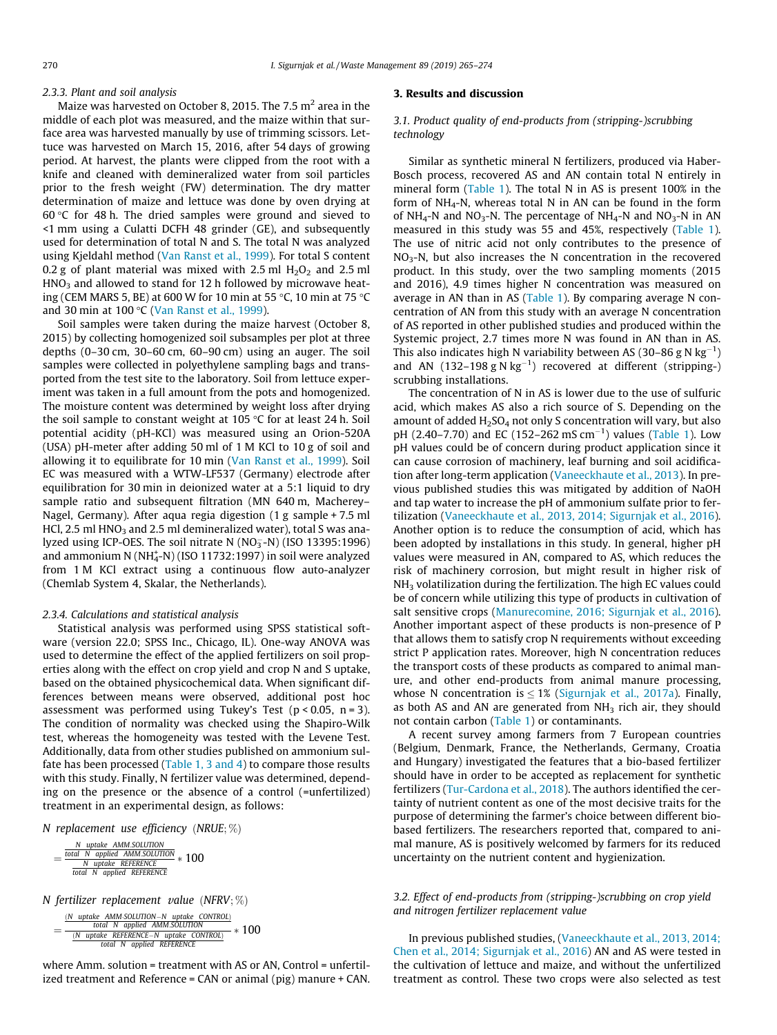#### 2.3.3. Plant and soil analysis

Maize was harvested on October 8, 2015. The 7.5 $m^2$ area in the middle of each plot was measured, and the maize within that surface area was harvested manually by use of trimming scissors. Lettuce was harvested on March 15, 2016, after 54 days of growing period. At harvest, the plants were clipped from the root with a knife and cleaned with demineralized water from soil particles prior to the fresh weight (FW) determination. The dry matter determination of maize and lettuce was done by oven drying at 60 °C for 48 h. The dried samples were ground and sieved to <1 mm using a Culatti DCFH 48 grinder (GE), and subsequently used for determination of total N and S. The total N was analyzed using Kjeldahl method (Van Ranst et al., 1999). For total S content 0.2 g of plant material was mixed with 2.5 ml $H_2O_2$ and 2.5 ml $HNO_3$ and allowed to stand for 12 h followed by microwave heating (CEM MARS 5, BE) at 600 W for 10 min at 55 °C, 10 min at 75 °C and 30 min at 100 °C (Van Ranst et al., 1999).

Soil samples were taken during the maize harvest (October 8, 2015) by collecting homogenized soil subsamples per plot at three depths (0–30 cm, 30–60 cm, 60–90 cm) using an auger. The soil samples were collected in polyethylene sampling bags and transported from the test site to the laboratory. Soil from lettuce experiment was taken in a full amount from the pots and homogenized. The moisture content was determined by weight loss after drying the soil sample to constant weight at 105 °C for at least 24 h. Soil potential acidity (pH-KCl) was measured using an Orion-520A (USA) pH-meter after adding 50 ml of 1 M KCl to 10 g of soil and allowing it to equilibrate for 10 min (Van Ranst et al., 1999). Soil EC was measured with a WTW-LF537 (Germany) electrode after equilibration for 30 min in deionized water at a 5:1 liquid to dry sample ratio and subsequent filtration (MN 640 m, Macherey–Nagel, Germany). After aqua regia digestion (1 g sample + 7.5 ml HCl, 2.5 ml $HNO_3$ and 2.5 ml demineralized water), total S was analyzed using ICP-OES. The soil nitrate N ($NO_3^-$-N) (ISO 13395:1996) and ammonium N ($NH_4^+$-N) (ISO 11732:1997) in soil were analyzed from 1 M KCl extract using a continuous flow auto-analyzer (Chemlab System 4, Skalar, the Netherlands).

#### 2.3.4. Calculations and statistical analysis

Statistical analysis was performed using SPSS statistical software (version 22.0; SPSS Inc., Chicago, IL). One-way ANOVA was used to determine the effect of the applied fertilizers on soil properties along with the effect on crop yield and crop N and S uptake, based on the obtained physicochemical data. When significant differences between means were observed, additional post hoc assessment was performed using Tukey's Test ($p < 0.05$, $n = 3$). The condition of normality was checked using the Shapiro-Wilk test, whereas the homogeneity was tested with the Levene Test. Additionally, data from other studies published on ammonium sulfate has been processed (Table 1, 3 and 4) to compare those results with this study. Finally, N fertilizer value was determined, depending on the presence or the absence of a control (=unfertilized) treatment in an experimental design, as follows:

*N replacement use efficiency* (*NRUE*; %)

$$= \frac{\frac{N\ uptake\ \ AMM.SOLUTION}{total\ \ N\ \ applied\ \ AMM.SOLUTION}}{\frac{N\ \ uptake\ \ REFERENCE}{total\ \ N\ \ applied\ \ REFERENCE}} * 100$$

*N fertilizer replacement value* (*NFRV*; %)

$$= \frac{\frac{(N\ \ uptake\ \ AMM.SOLUTION - N\ \ uptake\ \ CONTROL)}{total\ \ N\ \ applied\ \ AMM.SOLUTION}}{\frac{(N\ \ uptake\ \ REFERENCE - N\ \ uptake\ \ CONTROL)}{total\ \ N\ \ applied\ \ REFERENCE}} * 100$$

where Amm. solution = treatment with AS or AN, Control = unfertilized treatment and Reference = CAN or animal (pig) manure + CAN.

## 3. Results and discussion

### 3.1. Product quality of end-products from (stripping-)scrubbing technology

Similar as synthetic mineral N fertilizers, produced via Haber-Bosch process, recovered AS and AN contain total N entirely in mineral form (Table 1). The total N in AS is present 100% in the form of $NH_4$-N, whereas total N in AN can be found in the form of $NH_4$-N and $NO_3$-N. The percentage of $NH_4$-N and $NO_3$-N in AN measured in this study was 55 and 45%, respectively (Table 1). The use of nitric acid not only contributes to the presence of $NO_3$-N, but also increases the N concentration in the recovered product. In this study, over the two sampling moments (2015 and 2016), 4.9 times higher N concentration was measured on average in AN than in AS (Table 1). By comparing average N concentration of AN from this study with an average N concentration of AS reported in other published studies and produced within the Systemic project, 2.7 times more N was found in AN than in AS. This also indicates high N variability between AS (30–86 g N $kg^{-1}$) and AN (132–198 g N $kg^{-1}$) recovered at different (stripping-) scrubbing installations.

The concentration of N in AS is lower due to the use of sulfuric acid, which makes AS also a rich source of S. Depending on the amount of added $H_2SO_4$ not only S concentration will vary, but also pH (2.40–7.70) and EC (152–262 mS $cm^{-1}$) values (Table 1). Low pH values could be of concern during product application since it can cause corrosion of machinery, leaf burning and soil acidification after long-term application (Vaneeckhaute et al., 2013). In previous published studies this was mitigated by addition of NaOH and tap water to increase the pH of ammonium sulfate prior to fertilization (Vaneeckhaute et al., 2013, 2014; Sigurnjak et al., 2016). Another option is to reduce the consumption of acid, which has been adopted by installations in this study. In general, higher pH values were measured in AN, compared to AS, which reduces the risk of machinery corrosion, but might result in higher risk of $NH_3$ volatilization during the fertilization. The high EC values could be of concern while utilizing this type of products in cultivation of salt sensitive crops (Manurecomine, 2016; Sigurnjak et al., 2016). Another important aspect of these products is non-presence of P that allows them to satisfy crop N requirements without exceeding strict P application rates. Moreover, high N concentration reduces the transport costs of these products as compared to animal manure, and other end-products from animal manure processing, whose N concentration is ≤ 1% (Sigurnjak et al., 2017a). Finally, as both AS and AN are generated from $NH_3$ rich air, they should not contain carbon (Table 1) or contaminants.

A recent survey among farmers from 7 European countries (Belgium, Denmark, France, the Netherlands, Germany, Croatia and Hungary) investigated the features that a bio-based fertilizer should have in order to be accepted as replacement for synthetic fertilizers (Tur-Cardona et al., 2018). The authors identified the certainty of nutrient content as one of the most decisive traits for the purpose of determining the farmer's choice between different bio-based fertilizers. The researchers reported that, compared to animal manure, AS is positively welcomed by farmers for its reduced uncertainty on the nutrient content and hygienization.

### 3.2. Effect of end-products from (stripping-)scrubbing on crop yield and nitrogen fertilizer replacement value

In previous published studies, (Vaneeckhaute et al., 2013, 2014; Chen et al., 2014; Sigurnjak et al., 2016) AN and AS were tested in the cultivation of lettuce and maize, and without the unfertilized treatment as control. These two crops were also selected as test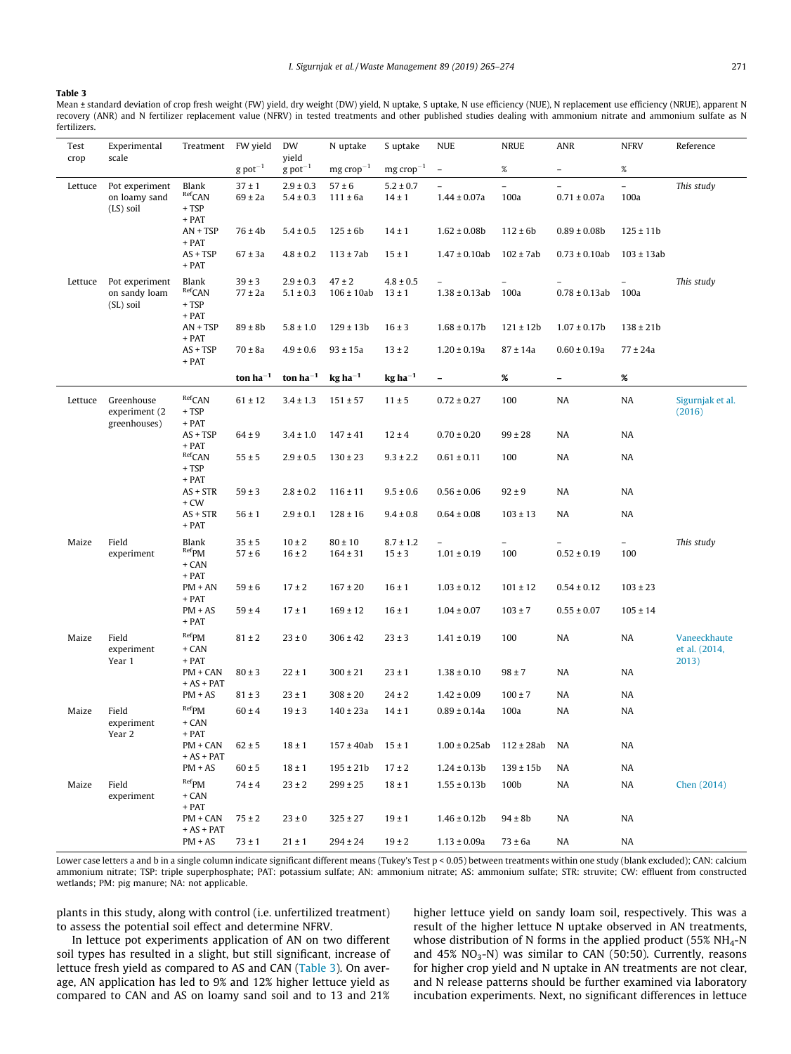**Table 3**
Mean ± standard deviation of crop fresh weight (FW) yield, dry weight (DW) yield, N uptake, S uptake, N use efficiency (NUE), N replacement use efficiency (NRUE), apparent N recovery (ANR) and N fertilizer replacement value (NFRV) in tested treatments and other published studies dealing with ammonium nitrate and ammonium sulfate as N fertilizers.

| Test crop | Experimental scale | Treatment | FW yield | DW yield | N uptake | S uptake | NUE | NRUE | ANR | NFRV | Reference |
|---|---|---|---|---|---|---|---|---|---|---|---|
| | | | g pot$^{-1}$ | g pot$^{-1}$ | mg crop$^{-1}$ | mg crop$^{-1}$ | – | % | – | % | |
| Lettuce | Pot experiment on loamy sand (LS) soil | Blank | 37 ± 1 | 2.9 ± 0.3 | 57 ± 6 | 5.2 ± 0.7 | – | – | – | – | *This study* |
| | | $^{Ref}$CAN + TSP + PAT | 69 ± 2a | 5.4 ± 0.3 | 111 ± 6a | 14 ± 1 | 1.44 ± 0.07a | 100a | 0.71 ± 0.07a | 100a | |
| | | AN + TSP + PAT | 76 ± 4b | 5.4 ± 0.5 | 125 ± 6b | 14 ± 1 | 1.62 ± 0.08b | 112 ± 6b | 0.89 ± 0.08b | 125 ± 11b | |
| | | AS + TSP + PAT | 67 ± 3a | 4.8 ± 0.2 | 113 ± 7ab | 15 ± 1 | 1.47 ± 0.10ab | 102 ± 7ab | 0.73 ± 0.10ab | 103 ± 13ab | |
| Lettuce | Pot experiment on sandy loam (SL) soil | Blank | 39 ± 3 | 2.9 ± 0.3 | 47 ± 2 | 4.8 ± 0.5 | – | – | – | – | *This study* |
| | | $^{Ref}$CAN + TSP + PAT | 77 ± 2a | 5.1 ± 0.3 | 106 ± 10ab | 13 ± 1 | 1.38 ± 0.13ab | 100a | 0.78 ± 0.13ab | 100a | |
| | | AN + TSP + PAT | 89 ± 8b | 5.8 ± 1.0 | 129 ± 13b | 16 ± 3 | 1.68 ± 0.17b | 121 ± 12b | 1.07 ± 0.17b | 138 ± 21b | |
| | | AS + TSP + PAT | 70 ± 8a | 4.9 ± 0.6 | 93 ± 15a | 13 ± 2 | 1.20 ± 0.19a | 87 ± 14a | 0.60 ± 0.19a | 77 ± 24a | |
| | | | **ton ha$^{-1}$** | **ton ha$^{-1}$** | **kg ha$^{-1}$** | **kg ha$^{-1}$** | **–** | **%** | **–** | **%** | |
| Lettuce | Greenhouse experiment (2 greenhouses) | $^{Ref}$CAN + TSP + PAT | 61 ± 12 | 3.4 ± 1.3 | 151 ± 57 | 11 ± 5 | 0.72 ± 0.27 | 100 | NA | NA | Sigurnjak et al. (2016) |
| | | AS + TSP + PAT | 64 ± 9 | 3.4 ± 1.0 | 147 ± 41 | 12 ± 4 | 0.70 ± 0.20 | 99 ± 28 | NA | NA | |
| | | $^{Ref}$CAN + TSP + PAT | 55 ± 5 | 2.9 ± 0.5 | 130 ± 23 | 9.3 ± 2.2 | 0.61 ± 0.11 | 100 | NA | NA | |
| | | AS + STR + CW | 59 ± 3 | 2.8 ± 0.2 | 116 ± 11 | 9.5 ± 0.6 | 0.56 ± 0.06 | 92 ± 9 | NA | NA | |
| | | AS + STR + PAT | 56 ± 1 | 2.9 ± 0.1 | 128 ± 16 | 9.4 ± 0.8 | 0.64 ± 0.08 | 103 ± 13 | NA | NA | |
| Maize | Field experiment | Blank | 35 ± 5 | 10 ± 2 | 80 ± 10 | 8.7 ± 1.2 | – | – | – | – | *This study* |
| | | $^{Ref}$PM + CAN + PAT | 57 ± 6 | 16 ± 2 | 164 ± 31 | 15 ± 3 | 1.01 ± 0.19 | 100 | 0.52 ± 0.19 | 100 | |
| | | PM + AN + PAT | 59 ± 6 | 17 ± 2 | 167 ± 20 | 16 ± 1 | 1.03 ± 0.12 | 101 ± 12 | 0.54 ± 0.12 | 103 ± 23 | |
| | | PM + AS + PAT | 59 ± 4 | 17 ± 1 | 169 ± 12 | 16 ± 1 | 1.04 ± 0.07 | 103 ± 7 | 0.55 ± 0.07 | 105 ± 14 | |
| Maize | Field experiment Year 1 | $^{Ref}$PM + CAN + PAT | 81 ± 2 | 23 ± 0 | 306 ± 42 | 23 ± 3 | 1.41 ± 0.19 | 100 | NA | NA | Vaneeckhaute et al. (2014, 2013) |
| | | PM + CAN + AS + PAT | 80 ± 3 | 22 ± 1 | 300 ± 21 | 23 ± 1 | 1.38 ± 0.10 | 98 ± 7 | NA | NA | |
| | | PM + AS | 81 ± 3 | 23 ± 1 | 308 ± 20 | 24 ± 2 | 1.42 ± 0.09 | 100 ± 7 | NA | NA | |
| Maize | Field experiment Year 2 | $^{Ref}$PM + CAN + PAT | 60 ± 4 | 19 ± 3 | 140 ± 23a | 14 ± 1 | 0.89 ± 0.14a | 100a | NA | NA | |
| | | PM + CAN + AS + PAT | 62 ± 5 | 18 ± 1 | 157 ± 40ab | 15 ± 1 | 1.00 ± 0.25ab | 112 ± 28ab | NA | NA | |
| | | PM + AS | 60 ± 5 | 18 ± 1 | 195 ± 21b | 17 ± 2 | 1.24 ± 0.13b | 139 ± 15b | NA | NA | |
| Maize | Field experiment | $^{Ref}$PM + CAN + PAT | 74 ± 4 | 23 ± 2 | 299 ± 25 | 18 ± 1 | 1.55 ± 0.13b | 100b | NA | NA | Chen (2014) |
| | | PM + CAN + AS + PAT | 75 ± 2 | 23 ± 0 | 325 ± 27 | 19 ± 1 | 1.46 ± 0.12b | 94 ± 8b | NA | NA | |
| | | PM + AS | 73 ± 1 | 21 ± 1 | 294 ± 24 | 19 ± 2 | 1.13 ± 0.09a | 73 ± 6a | NA | NA | |

Lower case letters a and b in a single column indicate significant different means (Tukey's Test $p < 0.05$) between treatments within one study (blank excluded); CAN: calcium ammonium nitrate; TSP: triple superphosphate; PAT: potassium sulfate; AN: ammonium nitrate; AS: ammonium sulfate; STR: struvite; CW: effluent from constructed wetlands; PM: pig manure; NA: not applicable.

plants in this study, along with control (i.e. unfertilized treatment) to assess the potential soil effect and determine NFRV.

In lettuce pot experiments application of AN on two different soil types has resulted in a slight, but still significant, increase of lettuce fresh yield as compared to AS and CAN (Table 3). On average, AN application has led to 9% and 12% higher lettuce yield as compared to CAN and AS on loamy sand soil and to 13 and 21% higher lettuce yield on sandy loam soil, respectively. This was a result of the higher lettuce N uptake observed in AN treatments, whose distribution of N forms in the applied product (55% $NH_4$-N and 45% $NO_3$-N) was similar to CAN (50:50). Currently, reasons for higher crop yield and N uptake in AN treatments are not clear, and N release patterns should be further examined via laboratory incubation experiments. Next, no significant differences in lettuce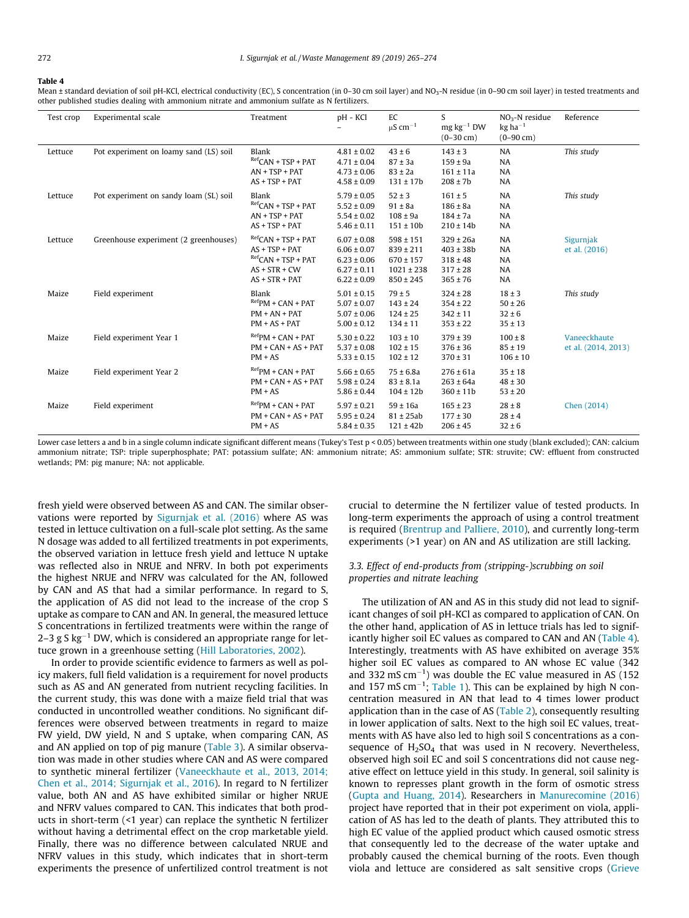**Table 4**
Mean ± standard deviation of soil pH-KCl, electrical conductivity (EC), S concentration (in 0–30 cm soil layer) and $NO_3$-N residue (in 0–90 cm soil layer) in tested treatments and other published studies dealing with ammonium nitrate and ammonium sulfate as N fertilizers.

| Test crop | Experimental scale | Treatment | pH - KCl – | EC μS cm$^{-1}$ | S mg kg$^{-1}$ DW (0–30 cm) | $NO_3$-N residue kg ha$^{-1}$ (0–90 cm) | Reference |
|---|---|---|---|---|---|---|---|
| Lettuce | Pot experiment on loamy sand (LS) soil | Blank | 4.81 ± 0.02 | 43 ± 6 | 143 ± 3 | NA | *This study* |
| | | $^{Ref}$CAN + TSP + PAT | 4.71 ± 0.04 | 87 ± 3a | 159 ± 9a | NA | |
| | | AN + TSP + PAT | 4.73 ± 0.06 | 83 ± 2a | 161 ± 11a | NA | |
| | | AS + TSP + PAT | 4.58 ± 0.09 | 131 ± 17b | 208 ± 7b | NA | |
| Lettuce | Pot experiment on sandy loam (SL) soil | Blank | 5.79 ± 0.05 | 52 ± 3 | 161 ± 5 | NA | *This study* |
| | | $^{Ref}$CAN + TSP + PAT | 5.52 ± 0.09 | 91 ± 8a | 186 ± 8a | NA | |
| | | AN + TSP + PAT | 5.54 ± 0.02 | 108 ± 9a | 184 ± 7a | NA | |
| | | AS + TSP + PAT | 5.46 ± 0.11 | 151 ± 10b | 210 ± 14b | NA | |
| Lettuce | Greenhouse experiment (2 greenhouses) | $^{Ref}$CAN + TSP + PAT | 6.07 ± 0.08 | 598 ± 151 | 329 ± 26a | NA | Sigurnjak et al. (2016) |
| | | AS + TSP + PAT | 6.06 ± 0.07 | 839 ± 211 | 403 ± 38b | NA | |
| | | $^{Ref}$CAN + TSP + PAT | 6.23 ± 0.06 | 670 ± 157 | 318 ± 48 | NA | |
| | | AS + STR + CW | 6.27 ± 0.11 | 1021 ± 238 | 317 ± 28 | NA | |
| | | AS + STR + PAT | 6.22 ± 0.09 | 850 ± 245 | 365 ± 76 | NA | |
| Maize | Field experiment | Blank | 5.01 ± 0.15 | 79 ± 5 | 324 ± 28 | 18 ± 3 | *This study* |
| | | $^{Ref}$PM + CAN + PAT | 5.07 ± 0.07 | 143 ± 24 | 354 ± 22 | 50 ± 26 | |
| | | PM + AN + PAT | 5.07 ± 0.06 | 124 ± 25 | 342 ± 11 | 32 ± 6 | |
| | | PM + AS + PAT | 5.00 ± 0.12 | 134 ± 11 | 353 ± 22 | 35 ± 13 | |
| Maize | Field experiment Year 1 | $^{Ref}$PM + CAN + PAT | 5.30 ± 0.22 | 103 ± 10 | 379 ± 39 | 100 ± 8 | Vaneeckhaute et al. (2014, 2013) |
| | | PM + CAN + AS + PAT | 5.37 ± 0.08 | 102 ± 15 | 376 ± 36 | 85 ± 19 | |
| | | PM + AS | 5.33 ± 0.15 | 102 ± 12 | 370 ± 31 | 106 ± 10 | |
| Maize | Field experiment Year 2 | $^{Ref}$PM + CAN + PAT | 5.66 ± 0.65 | 75 ± 6.8a | 276 ± 61a | 35 ± 18 | |
| | | PM + CAN + AS + PAT | 5.98 ± 0.24 | 83 ± 8.1a | 263 ± 64a | 48 ± 30 | |
| | | PM + AS | 5.86 ± 0.44 | 104 ± 12b | 360 ± 11b | 53 ± 20 | |
| Maize | Field experiment | $^{Ref}$PM + CAN + PAT | 5.97 ± 0.21 | 59 ± 16a | 165 ± 23 | 28 ± 8 | Chen (2014) |
| | | PM + CAN + AS + PAT | 5.95 ± 0.24 | 81 ± 25ab | 177 ± 30 | 28 ± 4 | |
| | | PM + AS | 5.84 ± 0.35 | 121 ± 42b | 206 ± 45 | 32 ± 6 | |

Lower case letters a and b in a single column indicate significant different means (Tukey's Test p < 0.05) between treatments within one study (blank excluded); CAN: calcium ammonium nitrate; TSP: triple superphosphate; PAT: potassium sulfate; AN: ammonium nitrate; AS: ammonium sulfate; STR: struvite; CW: effluent from constructed wetlands; PM: pig manure; NA: not applicable.

fresh yield were observed between AS and CAN. The similar observations were reported by Sigurnjak et al. (2016) where AS was tested in lettuce cultivation on a full-scale plot setting. As the same N dosage was added to all fertilized treatments in pot experiments, the observed variation in lettuce fresh yield and lettuce N uptake was reflected also in NRUE and NFRV. In both pot experiments the highest NRUE and NFRV was calculated for the AN, followed by CAN and AS that had a similar performance. In regard to S, the application of AS did not lead to the increase of the crop S uptake as compare to CAN and AN. In general, the measured lettuce S concentrations in fertilized treatments were within the range of 2–3 g S kg$^{-1}$ DW, which is considered an appropriate range for lettuce grown in a greenhouse setting (Hill Laboratories, 2002).

In order to provide scientific evidence to farmers as well as policy makers, full field validation is a requirement for novel products such as AS and AN generated from nutrient recycling facilities. In the current study, this was done with a maize field trial that was conducted in uncontrolled weather conditions. No significant differences were observed between treatments in regard to maize FW yield, DW yield, N and S uptake, when comparing CAN, AS and AN applied on top of pig manure (Table 3). A similar observation was made in other studies where CAN and AS were compared to synthetic mineral fertilizer (Vaneeckhaute et al., 2013, 2014; Chen et al., 2014; Sigurnjak et al., 2016). In regard to N fertilizer value, both AN and AS have exhibited similar or higher NRUE and NFRV values compared to CAN. This indicates that both products in short-term (<1 year) can replace the synthetic N fertilizer without having a detrimental effect on the crop marketable yield. Finally, there was no difference between calculated NRUE and NFRV values in this study, which indicates that in short-term experiments the presence of unfertilized control treatment is not crucial to determine the N fertilizer value of tested products. In long-term experiments the approach of using a control treatment is required (Brentrup and Palliere, 2010), and currently long-term experiments (>1 year) on AN and AS utilization are still lacking.

### 3.3. Effect of end-products from (stripping-)scrubbing on soil properties and nitrate leaching

The utilization of AN and AS in this study did not lead to significant changes of soil pH-KCl as compared to application of CAN. On the other hand, application of AS in lettuce trials has led to significantly higher soil EC values as compared to CAN and AN (Table 4). Interestingly, treatments with AS have exhibited on average 35% higher soil EC values as compared to AN whose EC value (342 and 332 mS cm$^{-1}$) was double the EC value measured in AS (152 and 157 mS cm$^{-1}$; Table 1). This can be explained by high N concentration measured in AN that lead to 4 times lower product application than in the case of AS (Table 2), consequently resulting in lower application of salts. Next to the high soil EC values, treatments with AS have also led to high soil S concentrations as a consequence of $H_2SO_4$ that was used in N recovery. Nevertheless, observed high soil EC and soil S concentrations did not cause negative effect on lettuce yield in this study. In general, soil salinity is known to represses plant growth in the form of osmotic stress (Gupta and Huang, 2014). Researchers in Manurecomine (2016) project have reported that in their pot experiment on viola, application of AS has led to the death of plants. They attributed this to high EC value of the applied product which caused osmotic stress that consequently led to the decrease of the water uptake and probably caused the chemical burning of the roots. Even though viola and lettuce are considered as salt sensitive crops (Grieve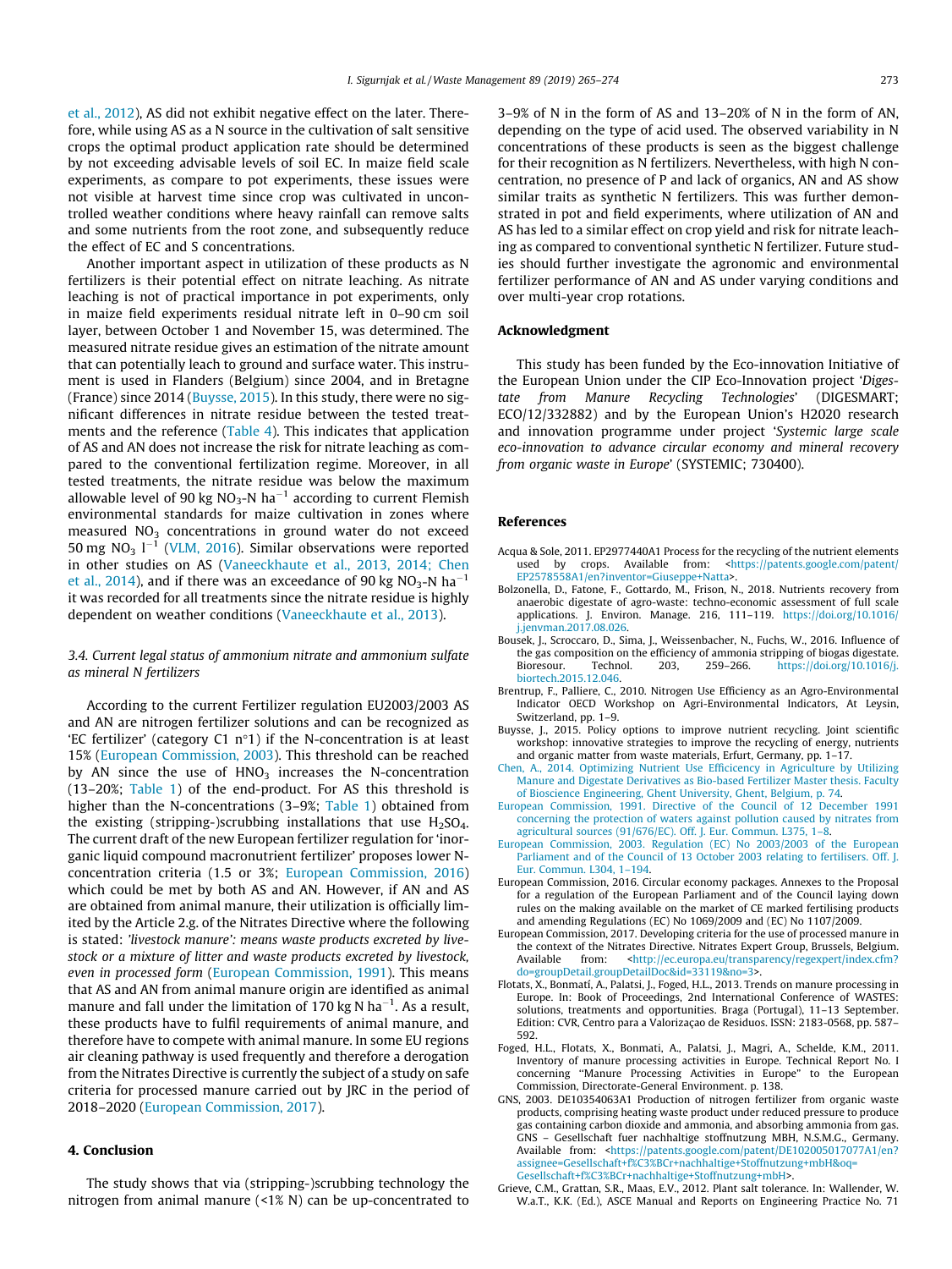et al., 2012), AS did not exhibit negative effect on the later. Therefore, while using AS as a N source in the cultivation of salt sensitive crops the optimal product application rate should be determined by not exceeding advisable levels of soil EC. In maize field scale experiments, as compare to pot experiments, these issues were not visible at harvest time since crop was cultivated in uncontrolled weather conditions where heavy rainfall can remove salts and some nutrients from the root zone, and subsequently reduce the effect of EC and S concentrations.

Another important aspect in utilization of these products as N fertilizers is their potential effect on nitrate leaching. As nitrate leaching is not of practical importance in pot experiments, only in maize field experiments residual nitrate left in 0–90 cm soil layer, between October 1 and November 15, was determined. The measured nitrate residue gives an estimation of the nitrate amount that can potentially leach to ground and surface water. This instrument is used in Flanders (Belgium) since 2004, and in Bretagne (France) since 2014 (Buysse, 2015). In this study, there were no significant differences in nitrate residue between the tested treatments and the reference (Table 4). This indicates that application of AS and AN does not increase the risk for nitrate leaching as compared to the conventional fertilization regime. Moreover, in all tested treatments, the nitrate residue was below the maximum allowable level of 90 kg $NO_3$-N $ha^{-1}$ according to current Flemish environmental standards for maize cultivation in zones where measured $NO_3$ concentrations in ground water do not exceed 50 mg $NO_3$ $l^{-1}$ (VLM, 2016). Similar observations were reported in other studies on AS (Vaneeckhaute et al., 2013, 2014; Chen et al., 2014), and if there was an exceedance of 90 kg $NO_3$-N $ha^{-1}$ it was recorded for all treatments since the nitrate residue is highly dependent on weather conditions (Vaneeckhaute et al., 2013).

### 3.4. Current legal status of ammonium nitrate and ammonium sulfate as mineral N fertilizers

According to the current Fertilizer regulation EU2003/2003 AS and AN are nitrogen fertilizer solutions and can be recognized as 'EC fertilizer' (category C1 n°1) if the N-concentration is at least 15% (European Commission, 2003). This threshold can be reached by AN since the use of $HNO_3$ increases the N-concentration (13–20%; Table 1) of the end-product. For AS this threshold is higher than the N-concentrations (3–9%; Table 1) obtained from the existing (stripping-)scrubbing installations that use $H_2SO_4$. The current draft of the new European fertilizer regulation for 'inorganic liquid compound macronutrient fertilizer' proposes lower N-concentration criteria (1.5 or 3%; European Commission, 2016) which could be met by both AS and AN. However, if AN and AS are obtained from animal manure, their utilization is officially limited by the Article 2.g. of the Nitrates Directive where the following is stated: *'livestock manure': means waste products excreted by livestock or a mixture of litter and waste products excreted by livestock, even in processed form* (European Commission, 1991). This means that AS and AN from animal manure origin are identified as animal manure and fall under the limitation of 170 kg N $ha^{-1}$. As a result, these products have to fulfil requirements of animal manure, and therefore have to compete with animal manure. In some EU regions air cleaning pathway is used frequently and therefore a derogation from the Nitrates Directive is currently the subject of a study on safe criteria for processed manure carried out by JRC in the period of 2018–2020 (European Commission, 2017).

## 4. Conclusion

The study shows that via (stripping-)scrubbing technology the nitrogen from animal manure (<1% N) can be up-concentrated to 3–9% of N in the form of AS and 13–20% of N in the form of AN, depending on the type of acid used. The observed variability in N concentrations of these products is seen as the biggest challenge for their recognition as N fertilizers. Nevertheless, with high N concentration, no presence of P and lack of organics, AN and AS show similar traits as synthetic N fertilizers. This was further demonstrated in pot and field experiments, where utilization of AN and AS has led to a similar effect on crop yield and risk for nitrate leaching as compared to conventional synthetic N fertilizer. Future studies should further investigate the agronomic and environmental fertilizer performance of AN and AS under varying conditions and over multi-year crop rotations.

## Acknowledgment

This study has been funded by the Eco-innovation Initiative of the European Union under the CIP Eco-Innovation project '*Digestate from Manure Recycling Technologies*' (DIGESMART; ECO/12/332882) and by the European Union's H2020 research and innovation programme under project '*Systemic large scale eco-innovation to advance circular economy and mineral recovery from organic waste in Europe*' (SYSTEMIC; 730400).

## References

Acqua & Sole, 2011. EP2977440A1 Process for the recycling of the nutrient elements used by crops. Available from: <https://patents.google.com/patent/EP2578558A1/en?inventor=Giuseppe+Natta>.

Bolzonella, D., Fatone, F., Gottardo, M., Frison, N., 2018. Nutrients recovery from anaerobic digestate of agro-waste: techno-economic assessment of full scale applications. J. Environ. Manage. 216, 111–119. https://doi.org/10.1016/j.jenvman.2017.08.026.

Bousek, J., Scroccaro, D., Sima, J., Weissenbacher, N., Fuchs, W., 2016. Influence of the gas composition on the efficiency of ammonia stripping of biogas digestate. Bioresour. Technol. 203, 259–266. https://doi.org/10.1016/j.biortech.2015.12.046.

Brentrup, F., Palliere, C., 2010. Nitrogen Use Efficiency as an Agro-Environmental Indicator OECD Workshop on Agri-Environmental Indicators, At Leysin, Switzerland, pp. 1–9.

Buysse, J., 2015. Policy options to improve nutrient recycling. Joint scientific workshop: innovative strategies to improve the recycling of energy, nutrients and organic matter from waste materials, Erfurt, Germany, pp. 1–17.

Chen, A., 2014. Optimizing Nutrient Use Efficiency in Agriculture by Utilizing Manure and Digestate Derivatives as Bio-based Fertilizer Master thesis. Faculty of Bioscience Engineering, Ghent University, Ghent, Belgium, p. 74.

European Commission, 1991. Directive of the Council of 12 December 1991 concerning the protection of waters against pollution caused by nitrates from agricultural sources (91/676/EC). Off. J. Eur. Commun. L375, 1–8.

European Commission, 2003. Regulation (EC) No 2003/2003 of the European Parliament and of the Council of 13 October 2003 relating to fertilisers. Off. J. Eur. Commun. L304, 1–194.

European Commission, 2016. Circular economy packages. Annexes to the Proposal for a regulation of the European Parliament and of the Council laying down rules on the making available on the market of CE marked fertilising products and amending Regulations (EC) No 1069/2009 and (EC) No 1107/2009.

European Commission, 2017. Developing criteria for the use of processed manure in the context of the Nitrates Directive. Nitrates Expert Group, Brussels, Belgium. Available from: <http://ec.europa.eu/transparency/regexpert/index.cfm?do=groupDetail.groupDetailDoc&id=33119&no=3>.

Flotats, X., Bonmatí, A., Palatsi, J., Foged, H.L., 2013. Trends on manure processing in Europe. In: Book of Proceedings, 2nd International Conference of WASTES: solutions, treatments and opportunities. Braga (Portugal), 11–13 September. Edition: CVR, Centro para a Valorizaçao de Residuos. ISSN: 2183-0568, pp. 587–592.

Foged, H.L., Flotats, X., Bonmati, A., Palatsi, J., Magri, A., Schelde, K.M., 2011. Inventory of manure processing activities in Europe. Technical Report No. I concerning "Manure Processing Activities in Europe" to the European Commission, Directorate-General Environment. p. 138.

GNS, 2003. DE10354063A1 Production of nitrogen fertilizer from organic waste products, comprising heating waste product under reduced pressure to produce gas containing carbon dioxide and ammonia, and absorbing ammonia from gas. GNS – Gesellschaft fuer nachhaltige stoffnutzung MBH, N.S.M.G., Germany. Available from: <https://patents.google.com/patent/DE102005017077A1/en?assignee=Gesellschaft+f%C3%BCr+nachhaltige+Stoffnutzung+mbH&oq=Gesellschaft+f%C3%BCr+nachhaltige+Stoffnutzung+mbH>.

Grieve, C.M., Grattan, S.R., Maas, E.V., 2012. Plant salt tolerance. In: Wallender, W. W.a.T., K.K. (Ed.), ASCE Manual and Reports on Engineering Practice No. 71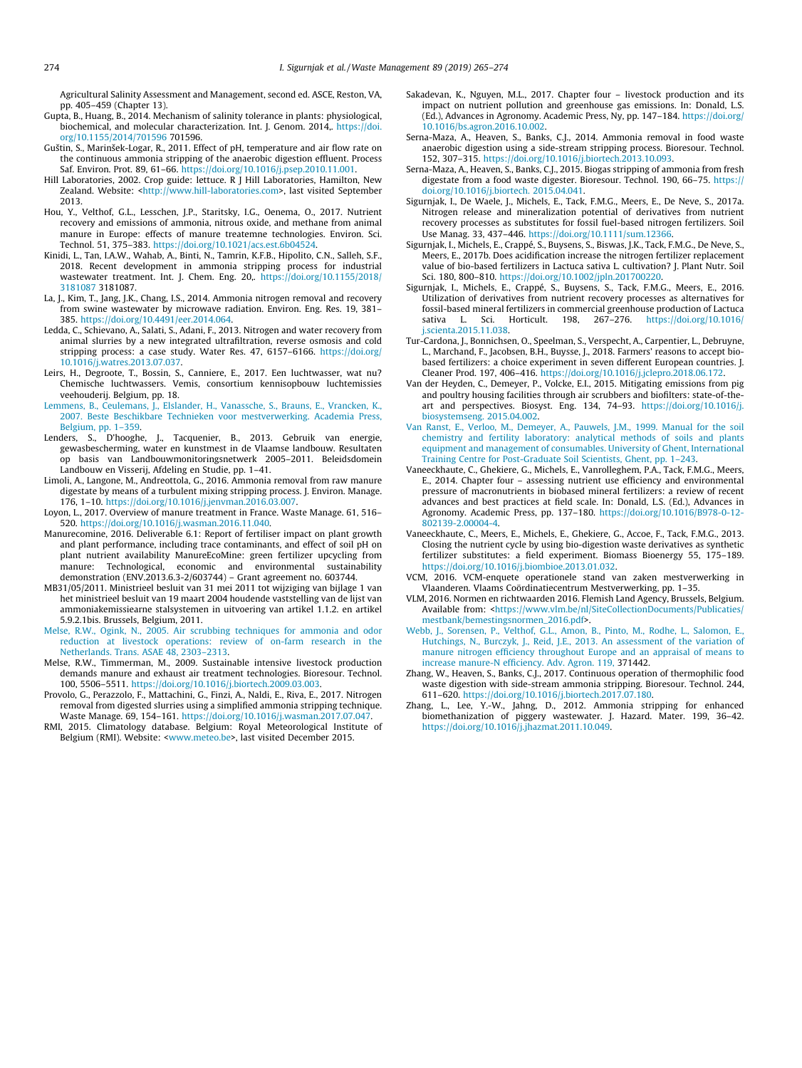Agricultural Salinity Assessment and Management, second ed. ASCE, Reston, VA, pp. 405–459 (Chapter 13).

Gupta, B., Huang, B., 2014. Mechanism of salinity tolerance in plants: physiological, biochemical, and molecular characterization. Int. J. Genom. 2014,. https://doi.org/10.1155/2014/701596 701596.

Guštin, S., Marinšek-Logar, R., 2011. Effect of pH, temperature and air flow rate on the continuous ammonia stripping of the anaerobic digestion effluent. Process Saf. Environ. Prot. 89, 61–66. https://doi.org/10.1016/j.psep.2010.11.001.

Hill Laboratories, 2002. Crop guide: lettuce. R J Hill Laboratories, Hamilton, New Zealand. Website: <http://www.hill-laboratories.com>, last visited September 2013.

Hou, Y., Velthof, G.L., Lesschen, J.P., Staritsky, I.G., Oenema, O., 2017. Nutrient recovery and emissions of ammonia, nitrous oxide, and methane from animal manure in Europe: effects of manure treatemne technologies. Environ. Sci. Technol. 51, 375–383. https://doi.org/10.1021/acs.est.6b04524.

Kinidi, L., Tan, I.A.W., Wahab, A., Binti, N., Tamrin, K.F.B., Hipolito, C.N., Salleh, S.F., 2018. Recent development in ammonia stripping process for industrial wastewater treatment. Int. J. Chem. Eng. 20,. https://doi.org/10.1155/2018/3181087 3181087.

La, J., Kim, T., Jang, J.K., Chang, I.S., 2014. Ammonia nitrogen removal and recovery from swine wastewater by microwave radiation. Environ. Eng. Res. 19, 381–385. https://doi.org/10.4491/eer.2014.064.

Ledda, C., Schievano, A., Salati, S., Adani, F., 2013. Nitrogen and water recovery from animal slurries by a new integrated ultrafiltration, reverse osmosis and cold stripping process: a case study. Water Res. 47, 6157–6166. https://doi.org/10.1016/j.watres.2013.07.037.

Leirs, H., Degroote, T., Bossin, S., Canniere, E., 2017. Een luchtwasser, wat nu? Chemische luchtwassers. Vemis, consortium kennisopbouw luchtemissies veehouderij. Belgium, pp. 18.

Lemmens, B., Ceulemans, J., Elslander, H., Vanassche, S., Brauns, E., Vrancken, K., 2007. Beste Beschikbare Technieken voor mestverwerking. Academia Press, Belgium, pp. 1–359.

Lenders, S., D'hooghe, J., Tacquenier, B., 2013. Gebruik van energie, gewasbescherming, water en kunstmest in de Vlaamse landbouw. Resultaten op basis van Landbouwmonitoringsnetwerk 2005–2011. Beleidsdomein Landbouw en Visserij, Afdeling en Studie, pp. 1–41.

Limoli, A., Langone, M., Andreottola, G., 2016. Ammonia removal from raw manure digestate by means of a turbulent mixing stripping process. J. Environ. Manage. 176, 1–10. https://doi.org/10.1016/j.jenvman.2016.03.007.

Loyon, L., 2017. Overview of manure treatment in France. Waste Manage. 61, 516–520. https://doi.org/10.1016/j.wasman.2016.11.040.

Manurecomine, 2016. Deliverable 6.1: Report of fertiliser impact on plant growth and plant performance, including trace contaminants, and effect of soil pH on plant nutrient availability ManureEcoMine: green fertilizer upcycling from manure: Technological, economic and environmental sustainability demonstration (ENV.2013.6.3-2/603744) – Grant agreement no. 603744.

MB31/05/2011. Ministrieel besluit van 31 mei 2011 tot wijziging van bijlage 1 van het ministrieel besluit van 19 maart 2004 houdende vaststelling van de lijst van ammoniakemissiearne stalsystemen in uitvoering van artikel 1.1.2. en artikel 5.9.2.1bis. Brussels, Belgium, 2011.

Melse, R.W., Ogink, N., 2005. Air scrubbing techniques for ammonia and odor reduction at livestock operations: review of on-farm research in the Netherlands. Trans. ASAE 48, 2303–2313.

Melse, R.W., Timmerman, M., 2009. Sustainable intensive livestock production demands manure and exhaust air treatment technologies. Bioresour. Technol. 100, 5506–5511. https://doi.org/10.1016/j.biortech.2009.03.003.

Provolo, G., Perazzolo, F., Mattachini, G., Finzi, A., Naldi, E., Riva, E., 2017. Nitrogen removal from digested slurries using a simplified ammonia stripping technique. Waste Manage. 69, 154–161. https://doi.org/10.1016/j.wasman.2017.07.047.

RMI, 2015. Climatology database. Belgium: Royal Meteorological Institute of Belgium (RMI). Website: <www.meteo.be>, last visited December 2015.

Sakadevan, K., Nguyen, M.L., 2017. Chapter four – livestock production and its impact on nutrient pollution and greenhouse gas emissions. In: Donald, L.S. (Ed.), Advances in Agronomy. Academic Press, Ny, pp. 147–184. https://doi.org/10.1016/bs.agron.2016.10.002.

Serna-Maza, A., Heaven, S., Banks, C.J., 2014. Ammonia removal in food waste anaerobic digestion using a side-stream stripping process. Bioresour. Technol. 152, 307–315. https://doi.org/10.1016/j.biortech.2013.10.093.

Serna-Maza, A., Heaven, S., Banks, C.J., 2015. Biogas stripping of ammonia from fresh digestate from a food waste digester. Bioresour. Technol. 190, 66–75. https://doi.org/10.1016/j.biortech. 2015.04.041.

Sigurnjak, I., De Waele, J., Michels, E., Tack, F.M.G., Meers, E., De Neve, S., 2017a. Nitrogen release and mineralization potential of derivatives from nutrient recovery processes as substitutes for fossil fuel-based nitrogen fertilizers. Soil Use Manag. 33, 437–446. https://doi.org/10.1111/sum.12366.

Sigurnjak, I., Michels, E., Crappé, S., Buysens, S., Biswas, J.K., Tack, F.M.G., De Neve, S., Meers, E., 2017b. Does acidification increase the nitrogen fertilizer replacement value of bio-based fertilizers in Lactuca sativa L. cultivation? J. Plant Nutr. Soil Sci. 180, 800–810. https://doi.org/10.1002/jpln.201700220.

Sigurnjak, I., Michels, E., Crappé, S., Buysens, S., Tack, F.M.G., Meers, E., 2016. Utilization of derivatives from nutrient recovery processes as alternatives for fossil-based mineral fertilizers in commercial greenhouse production of Lactuca sativa L. Sci. Horticult. 198, 267–276. https://doi.org/10.1016/j.scienta.2015.11.038.

Tur-Cardona, J., Bonnichsen, O., Speelman, S., Verspecht, A., Carpentier, L., Debruyne, L., Marchand, F., Jacobsen, B.H., Buysse, J., 2018. Farmers' reasons to accept bio-based fertilizers: a choice experiment in seven different European countries. J. Cleaner Prod. 197, 406–416. https://doi.org/10.1016/j.jclepro.2018.06.172.

Van der Heyden, C., Demeyer, P., Volcke, E.I., 2015. Mitigating emissions from pig and poultry housing facilities through air scrubbers and biofilters: state-of-the-art and perspectives. Biosyst. Eng. 134, 74–93. https://doi.org/10.1016/j.biosystemseng. 2015.04.002.

Van Ranst, E., Verloo, M., Demeyer, A., Pauwels, J.M., 1999. Manual for the soil chemistry and fertility laboratory: analytical methods of soils and plants equipment and management of consumables. University of Ghent, International Training Centre for Post-Graduate Soil Scientists, Ghent, pp. 1–243.

Vaneeckhaute, C., Ghekiere, G., Michels, E., Vanrolleghem, P.A., Tack, F.M.G., Meers, E., 2014. Chapter four – assessing nutrient use efficiency and environmental pressure of macronutrients in biobased mineral fertilizers: a review of recent advances and best practices at field scale. In: Donald, L.S. (Ed.), Advances in Agronomy. Academic Press, pp. 137–180. https://doi.org/10.1016/B978-0-12-802139-2.00004-4.

Vaneeckhaute, C., Meers, E., Michels, E., Ghekiere, G., Accoe, F., Tack, F.M.G., 2013. Closing the nutrient cycle by using bio-digestion waste derivatives as synthetic fertilizer substitutes: a field experiment. Biomass Bioenergy 55, 175–189. https://doi.org/10.1016/j.biombioe.2013.01.032.

VCM, 2016. VCM-enquete operationele stand van zaken mestverwerking in Vlaanderen. Vlaams Coördinatiecentrum Mestverwerking, pp. 1–35.

VLM, 2016. Normen en richtwaarden 2016. Flemish Land Agency, Brussels, Belgium. Available from: <https://www.vlm.be/nl/SiteCollectionDocuments/Publicaties/mestbank/bemestingsnormen_2016.pdf>.

Webb, J., Sorensen, P., Velthof, G.L., Amon, B., Pinto, M., Rodhe, L., Salomon, E., Hutchings, N., Burczyk, J., Reid, J.E., 2013. An assessment of the variation of manure nitrogen efficiency throughout Europe and an appraisal of means to increase manure-N efficiency. Adv. Agron. 119, 371442.

Zhang, W., Heaven, S., Banks, C.J., 2017. Continuous operation of thermophilic food waste digestion with side-stream ammonia stripping. Bioresour. Technol. 244, 611–620. https://doi.org/10.1016/j.biortech.2017.07.180.

Zhang, L., Lee, Y.-W., Jahng, D., 2012. Ammonia stripping for enhanced biomethanization of piggery wastewater. J. Hazard. Mater. 199, 36–42. https://doi.org/10.1016/j.jhazmat.2011.10.049.